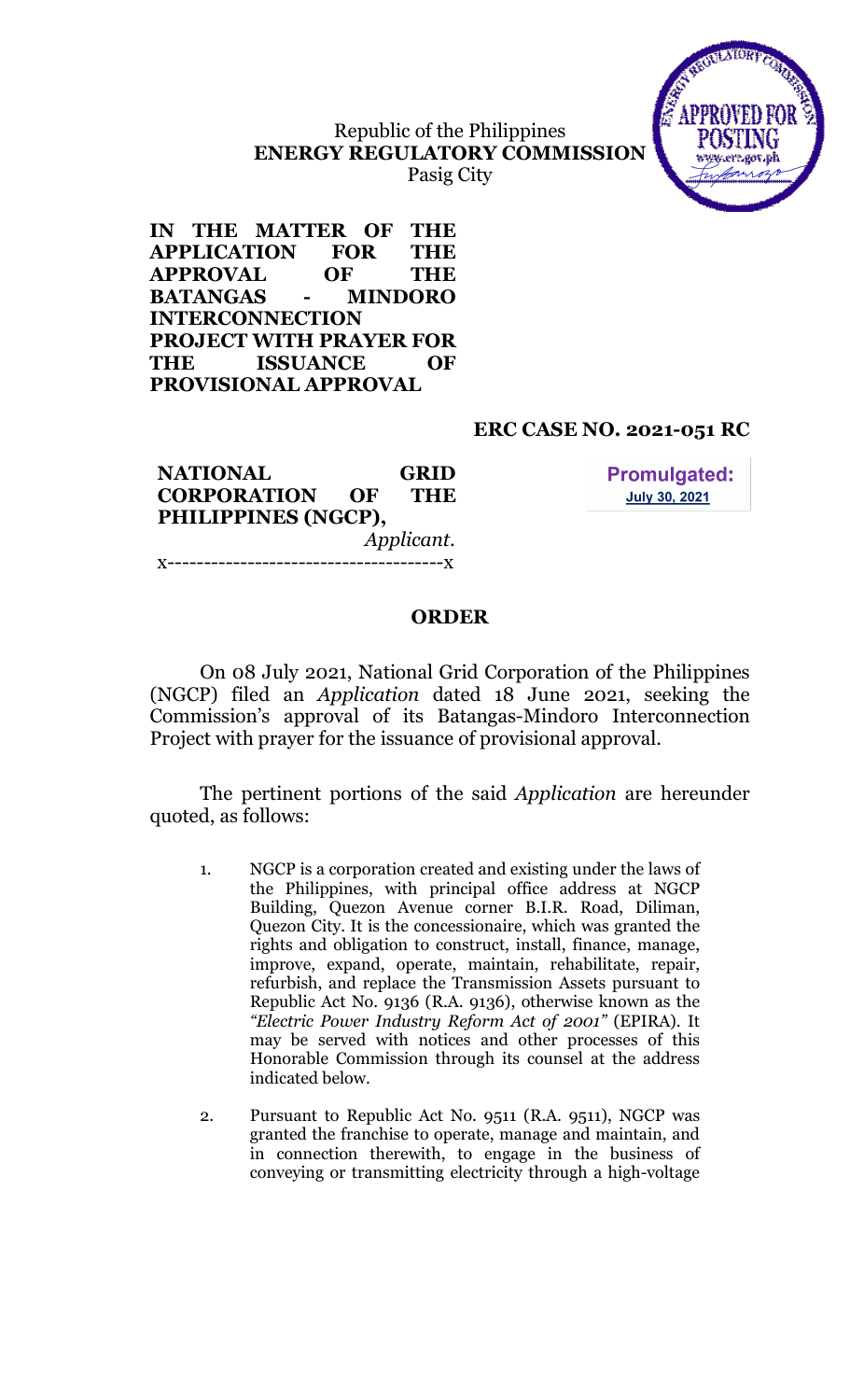Republic of the Philippines
**ENERGY REGULATORY COMMISSION**
Pasig City

**IN THE MATTER OF THE APPLICATION FOR THE APPROVAL OF THE BATANGAS - MINDORO INTERCONNECTION PROJECT WITH PRAYER FOR THE ISSUANCE OF PROVISIONAL APPROVAL**

**ERC CASE NO. 2021-051 RC**

**NATIONAL GRID CORPORATION OF THE PHILIPPINES (NGCP),**
*Applicant.*
x-------------------------------------x

**Promulgated:**
**July 30, 2021**

## ORDER

On 08 July 2021, National Grid Corporation of the Philippines (NGCP) filed an *Application* dated 18 June 2021, seeking the Commission's approval of its Batangas-Mindoro Interconnection Project with prayer for the issuance of provisional approval.

The pertinent portions of the said *Application* are hereunder quoted, as follows:

1. NGCP is a corporation created and existing under the laws of the Philippines, with principal office address at NGCP Building, Quezon Avenue corner B.I.R. Road, Diliman, Quezon City. It is the concessionaire, which was granted the rights and obligation to construct, install, finance, manage, improve, expand, operate, maintain, rehabilitate, repair, refurbish, and replace the Transmission Assets pursuant to Republic Act No. 9136 (R.A. 9136), otherwise known as the *"Electric Power Industry Reform Act of 2001"* (EPIRA). It may be served with notices and other processes of this Honorable Commission through its counsel at the address indicated below.

2. Pursuant to Republic Act No. 9511 (R.A. 9511), NGCP was granted the franchise to operate, manage and maintain, and in connection therewith, to engage in the business of conveying or transmitting electricity through a high-voltage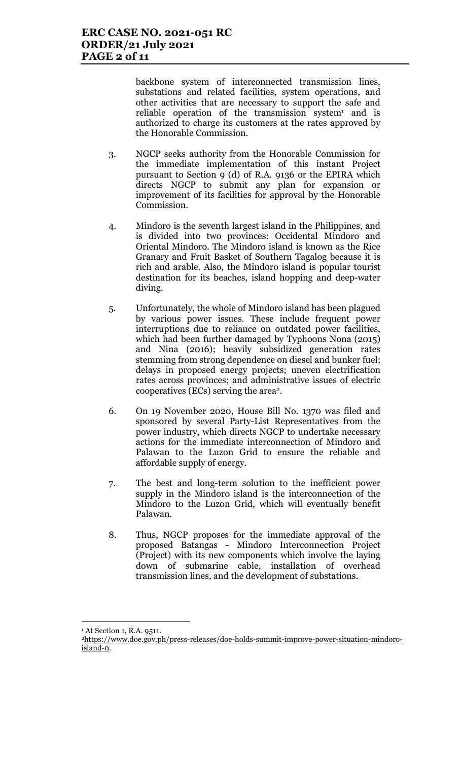backbone system of interconnected transmission lines, substations and related facilities, system operations, and other activities that are necessary to support the safe and reliable operation of the transmission system[1] and is authorized to charge its customers at the rates approved by the Honorable Commission.

3. NGCP seeks authority from the Honorable Commission for the immediate implementation of this instant Project pursuant to Section 9 (d) of R.A. 9136 or the EPIRA which directs NGCP to submit any plan for expansion or improvement of its facilities for approval by the Honorable Commission.

4. Mindoro is the seventh largest island in the Philippines, and is divided into two provinces: Occidental Mindoro and Oriental Mindoro. The Mindoro island is known as the Rice Granary and Fruit Basket of Southern Tagalog because it is rich and arable. Also, the Mindoro island is popular tourist destination for its beaches, island hopping and deep-water diving.

5. Unfortunately, the whole of Mindoro island has been plagued by various power issues. These include frequent power interruptions due to reliance on outdated power facilities, which had been further damaged by Typhoons Nona (2015) and Nina (2016); heavily subsidized generation rates stemming from strong dependence on diesel and bunker fuel; delays in proposed energy projects; uneven electrification rates across provinces; and administrative issues of electric cooperatives (ECs) serving the area[2].

6. On 19 November 2020, House Bill No. 1370 was filed and sponsored by several Party-List Representatives from the power industry, which directs NGCP to undertake necessary actions for the immediate interconnection of Mindoro and Palawan to the Luzon Grid to ensure the reliable and affordable supply of energy.

7. The best and long-term solution to the inefficient power supply in the Mindoro island is the interconnection of the Mindoro to the Luzon Grid, which will eventually benefit Palawan.

8. Thus, NGCP proposes for the immediate approval of the proposed Batangas - Mindoro Interconnection Project (Project) with its new components which involve the laying down of submarine cable, installation of overhead transmission lines, and the development of substations.

---

[1] At Section 1, R.A. 9511.

[2] https://www.doe.gov.ph/press-releases/doe-holds-summit-improve-power-situation-mindoro-island-0.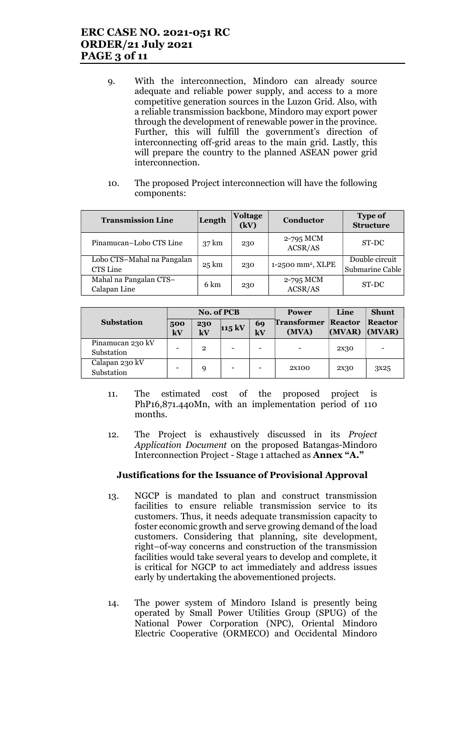9. With the interconnection, Mindoro can already source adequate and reliable power supply, and access to a more competitive generation sources in the Luzon Grid. Also, with a reliable transmission backbone, Mindoro may export power through the development of renewable power in the province. Further, this will fulfill the government's direction of interconnecting off-grid areas to the main grid. Lastly, this will prepare the country to the planned ASEAN power grid interconnection.

10. The proposed Project interconnection will have the following components:

| Transmission Line | Length | Voltage (kV) | Conductor | Type of Structure |
|---|---|---|---|---|
| Pinamucan–Lobo CTS Line | 37 km | 230 | 2-795 MCM ACSR/AS | ST-DC |
| Lobo CTS–Mahal na Pangalan CTS Line | 25 km | 230 | 1-2500 $mm^2$, XLPE | Double circuit Submarine Cable |
| Mahal na Pangalan CTS–Calapan Line | 6 km | 230 | 2-795 MCM ACSR/AS | ST-DC |

| Substation | No. of PCB | | | | Power Transformer (MVA) | Line Reactor (MVAR) | Shunt Reactor (MVAR) |
|---|---|---|---|---|---|---|---|
| | 500 kV | 230 kV | 115 kV | 69 kV | | | |
| Pinamucan 230 kV Substation | - | 2 | - | - | - | 2x30 | - |
| Calapan 230 kV Substation | - | 9 | - | - | 2x100 | 2x30 | 3x25 |

11. The estimated cost of the proposed project is PhP16,871.440Mn, with an implementation period of 110 months.

12. The Project is exhaustively discussed in its *Project Application Document* on the proposed Batangas-Mindoro Interconnection Project - Stage 1 attached as **Annex "A."**

### Justifications for the Issuance of Provisional Approval

13. NGCP is mandated to plan and construct transmission facilities to ensure reliable transmission service to its customers. Thus, it needs adequate transmission capacity to foster economic growth and serve growing demand of the load customers. Considering that planning, site development, right–of-way concerns and construction of the transmission facilities would take several years to develop and complete, it is critical for NGCP to act immediately and address issues early by undertaking the abovementioned projects.

14. The power system of Mindoro Island is presently being operated by Small Power Utilities Group (SPUG) of the National Power Corporation (NPC), Oriental Mindoro Electric Cooperative (ORMECO) and Occidental Mindoro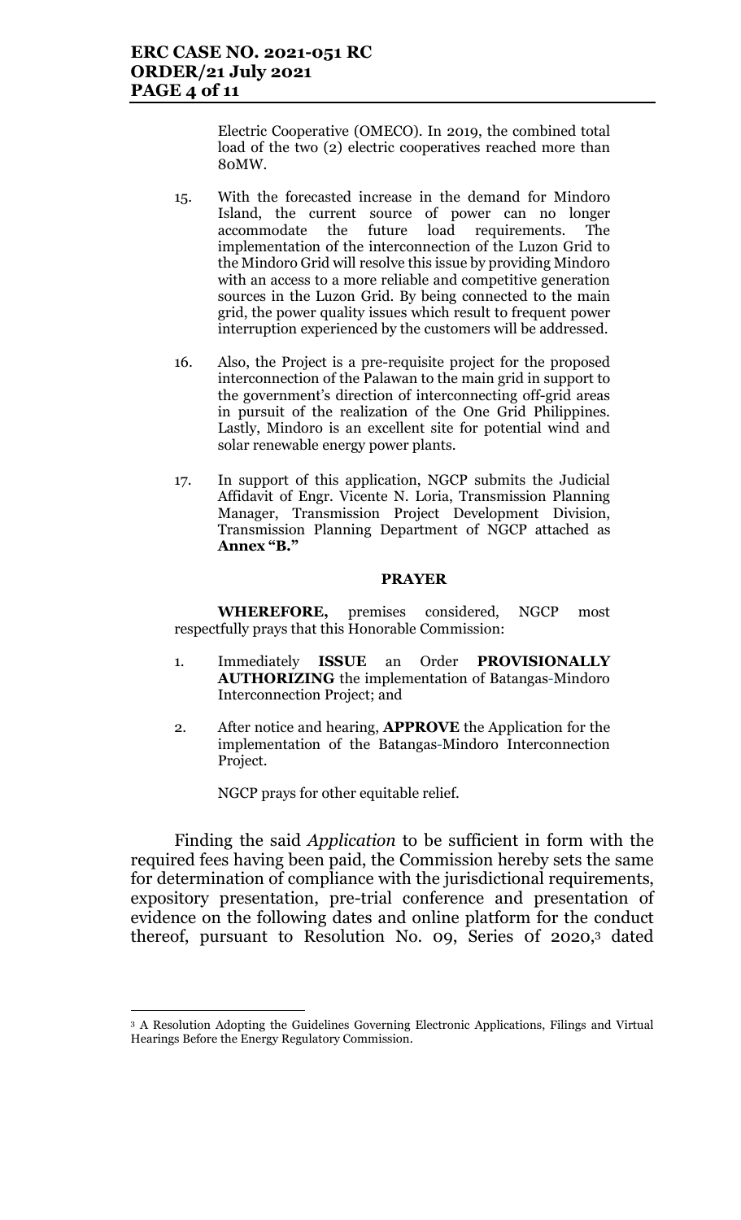Electric Cooperative (OMECO). In 2019, the combined total load of the two (2) electric cooperatives reached more than 80MW.

15. With the forecasted increase in the demand for Mindoro Island, the current source of power can no longer accommodate the future load requirements. The implementation of the interconnection of the Luzon Grid to the Mindoro Grid will resolve this issue by providing Mindoro with an access to a more reliable and competitive generation sources in the Luzon Grid. By being connected to the main grid, the power quality issues which result to frequent power interruption experienced by the customers will be addressed.

16. Also, the Project is a pre-requisite project for the proposed interconnection of the Palawan to the main grid in support to the government's direction of interconnecting off-grid areas in pursuit of the realization of the One Grid Philippines. Lastly, Mindoro is an excellent site for potential wind and solar renewable energy power plants.

17. In support of this application, NGCP submits the Judicial Affidavit of Engr. Vicente N. Loria, Transmission Planning Manager, Transmission Project Development Division, Transmission Planning Department of NGCP attached as **Annex "B."**

**PRAYER**

**WHEREFORE,** premises considered, NGCP most respectfully prays that this Honorable Commission:

1. Immediately **ISSUE** an Order **PROVISIONALLY AUTHORIZING** the implementation of Batangas-Mindoro Interconnection Project; and

2. After notice and hearing, **APPROVE** the Application for the implementation of the Batangas-Mindoro Interconnection Project.

NGCP prays for other equitable relief.

Finding the said *Application* to be sufficient in form with the required fees having been paid, the Commission hereby sets the same for determination of compliance with the jurisdictional requirements, expository presentation, pre-trial conference and presentation of evidence on the following dates and online platform for the conduct thereof, pursuant to Resolution No. 09, Series 0f 2020,[3] dated

[3] A Resolution Adopting the Guidelines Governing Electronic Applications, Filings and Virtual Hearings Before the Energy Regulatory Commission.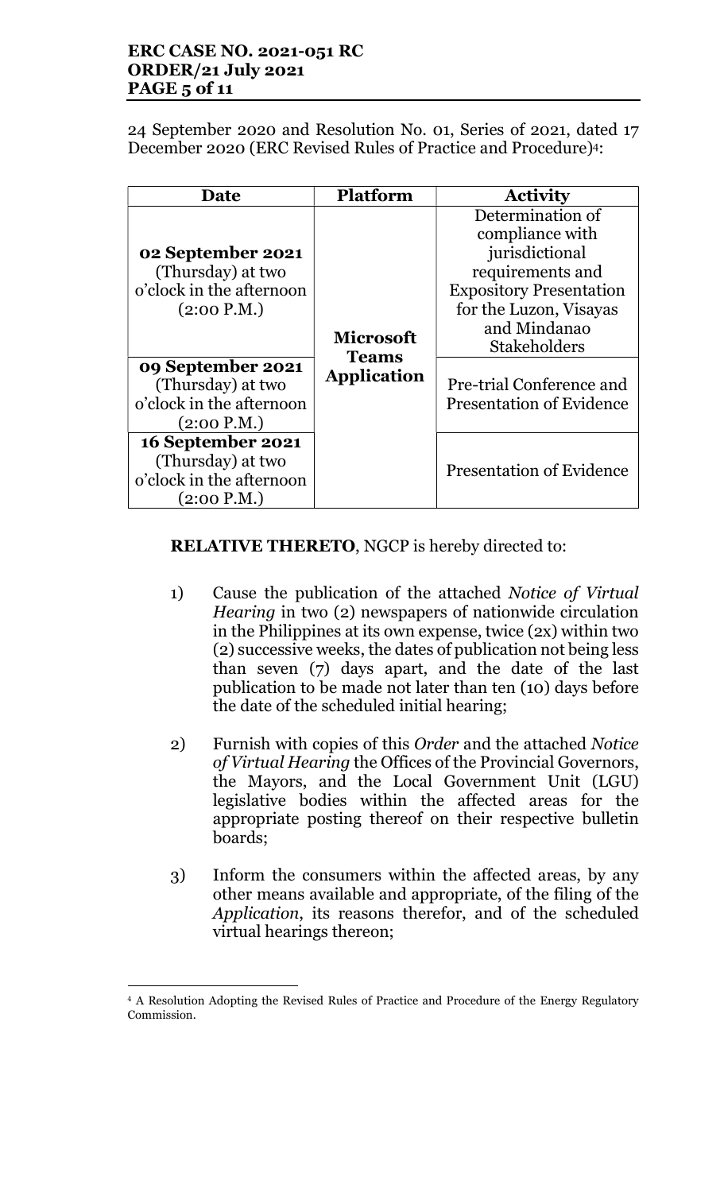24 September 2020 and Resolution No. 01, Series of 2021, dated 17 December 2020 (ERC Revised Rules of Practice and Procedure)[4]:

| Date | Platform | Activity |
|---|---|---|
| **02 September 2021** (Thursday) at two o'clock in the afternoon (2:00 P.M.) | **Microsoft Teams Application** | Determination of compliance with jurisdictional requirements and Expository Presentation for the Luzon, Visayas and Mindanao Stakeholders |
| **09 September 2021** (Thursday) at two o'clock in the afternoon (2:00 P.M.) | | Pre-trial Conference and Presentation of Evidence |
| **16 September 2021** (Thursday) at two o'clock in the afternoon (2:00 P.M.) | | Presentation of Evidence |

**RELATIVE THERETO**, NGCP is hereby directed to:

1) Cause the publication of the attached *Notice of Virtual Hearing* in two (2) newspapers of nationwide circulation in the Philippines at its own expense, twice (2x) within two (2) successive weeks, the dates of publication not being less than seven (7) days apart, and the date of the last publication to be made not later than ten (10) days before the date of the scheduled initial hearing;

2) Furnish with copies of this *Order* and the attached *Notice of Virtual Hearing* the Offices of the Provincial Governors, the Mayors, and the Local Government Unit (LGU) legislative bodies within the affected areas for the appropriate posting thereof on their respective bulletin boards;

3) Inform the consumers within the affected areas, by any other means available and appropriate, of the filing of the *Application*, its reasons therefor, and of the scheduled virtual hearings thereon;

---

[4] A Resolution Adopting the Revised Rules of Practice and Procedure of the Energy Regulatory Commission.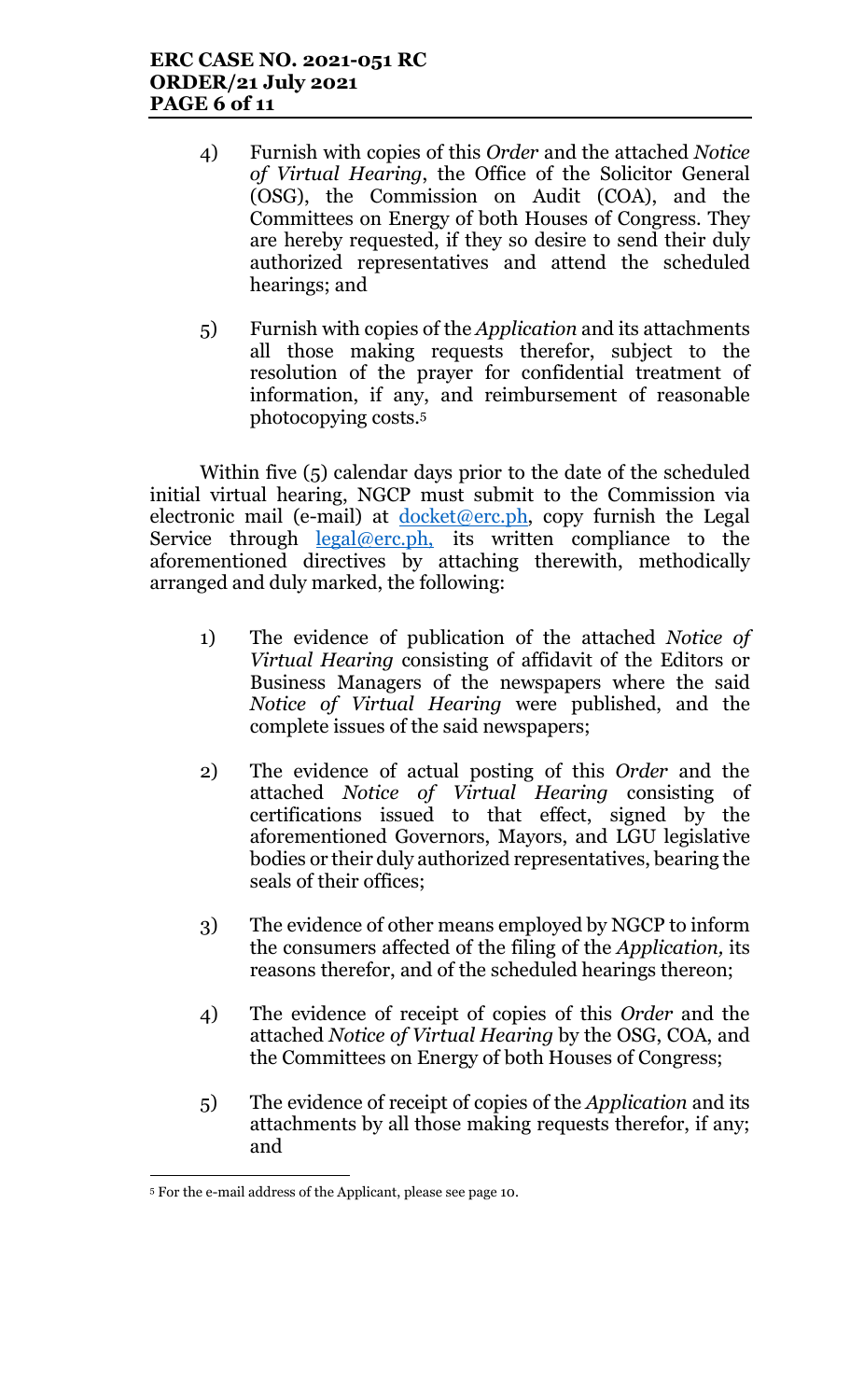4) Furnish with copies of this *Order* and the attached *Notice of Virtual Hearing*, the Office of the Solicitor General (OSG), the Commission on Audit (COA), and the Committees on Energy of both Houses of Congress. They are hereby requested, if they so desire to send their duly authorized representatives and attend the scheduled hearings; and

5) Furnish with copies of the *Application* and its attachments all those making requests therefor, subject to the resolution of the prayer for confidential treatment of information, if any, and reimbursement of reasonable photocopying costs.[5]

Within five (5) calendar days prior to the date of the scheduled initial virtual hearing, NGCP must submit to the Commission via electronic mail (e-mail) at docket@erc.ph, copy furnish the Legal Service through legal@erc.ph, its written compliance to the aforementioned directives by attaching therewith, methodically arranged and duly marked, the following:

1) The evidence of publication of the attached *Notice of Virtual Hearing* consisting of affidavit of the Editors or Business Managers of the newspapers where the said *Notice of Virtual Hearing* were published, and the complete issues of the said newspapers;

2) The evidence of actual posting of this *Order* and the attached *Notice of Virtual Hearing* consisting of certifications issued to that effect, signed by the aforementioned Governors, Mayors, and LGU legislative bodies or their duly authorized representatives, bearing the seals of their offices;

3) The evidence of other means employed by NGCP to inform the consumers affected of the filing of the *Application,* its reasons therefor, and of the scheduled hearings thereon;

4) The evidence of receipt of copies of this *Order* and the attached *Notice of Virtual Hearing* by the OSG, COA, and the Committees on Energy of both Houses of Congress;

5) The evidence of receipt of copies of the *Application* and its attachments by all those making requests therefor, if any; and

---

[5] For the e-mail address of the Applicant, please see page 10.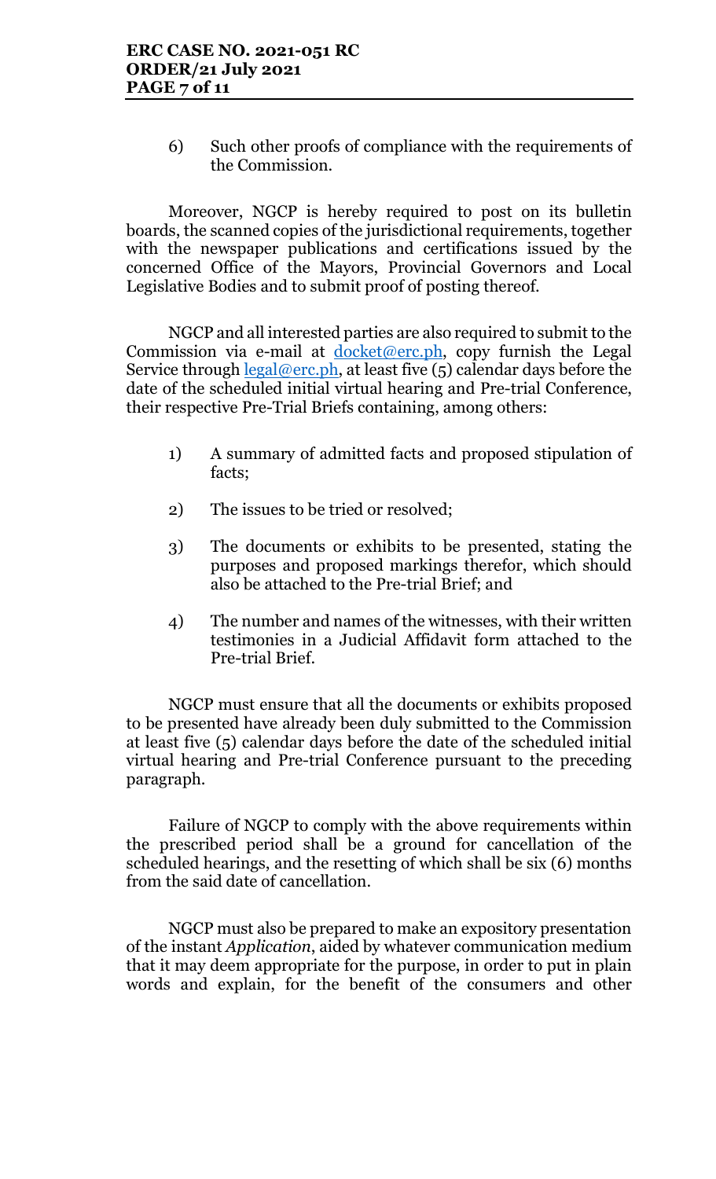6) Such other proofs of compliance with the requirements of the Commission.

Moreover, NGCP is hereby required to post on its bulletin boards, the scanned copies of the jurisdictional requirements, together with the newspaper publications and certifications issued by the concerned Office of the Mayors, Provincial Governors and Local Legislative Bodies and to submit proof of posting thereof.

NGCP and all interested parties are also required to submit to the Commission via e-mail at docket@erc.ph, copy furnish the Legal Service through legal@erc.ph, at least five (5) calendar days before the date of the scheduled initial virtual hearing and Pre-trial Conference, their respective Pre-Trial Briefs containing, among others:

1) A summary of admitted facts and proposed stipulation of facts;

2) The issues to be tried or resolved;

3) The documents or exhibits to be presented, stating the purposes and proposed markings therefor, which should also be attached to the Pre-trial Brief; and

4) The number and names of the witnesses, with their written testimonies in a Judicial Affidavit form attached to the Pre-trial Brief.

NGCP must ensure that all the documents or exhibits proposed to be presented have already been duly submitted to the Commission at least five (5) calendar days before the date of the scheduled initial virtual hearing and Pre-trial Conference pursuant to the preceding paragraph.

Failure of NGCP to comply with the above requirements within the prescribed period shall be a ground for cancellation of the scheduled hearings, and the resetting of which shall be six (6) months from the said date of cancellation.

NGCP must also be prepared to make an expository presentation of the instant *Application*, aided by whatever communication medium that it may deem appropriate for the purpose, in order to put in plain words and explain, for the benefit of the consumers and other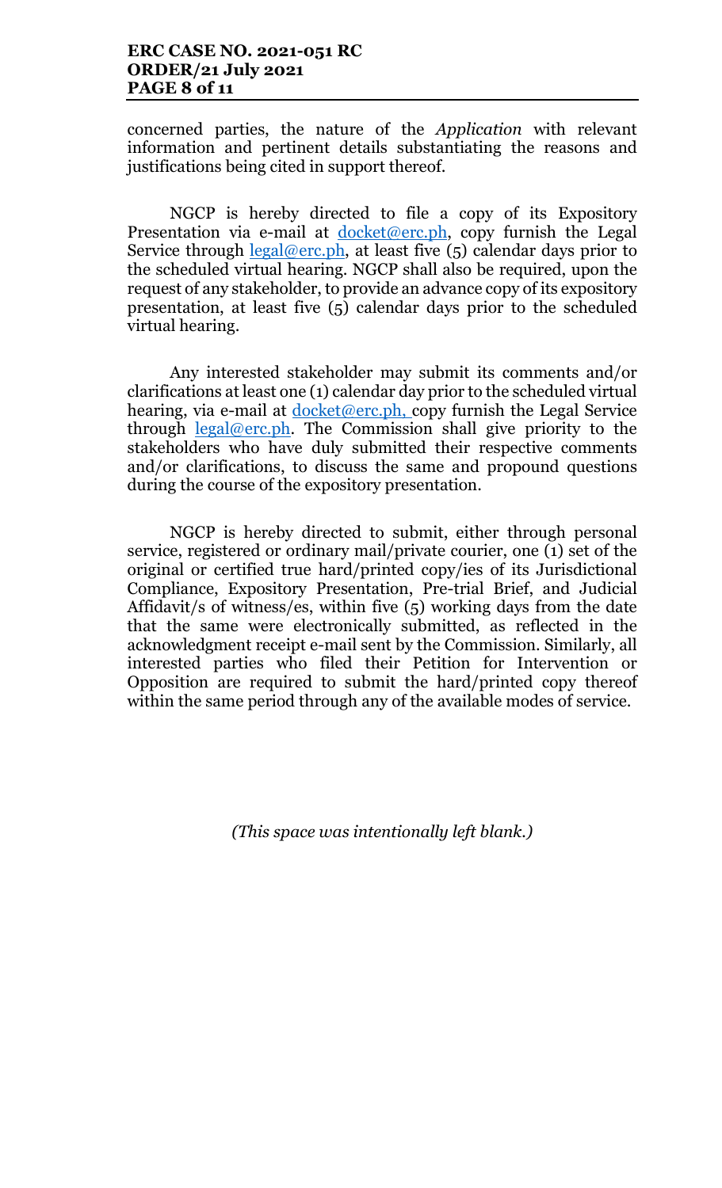concerned parties, the nature of the *Application* with relevant information and pertinent details substantiating the reasons and justifications being cited in support thereof.

NGCP is hereby directed to file a copy of its Expository Presentation via e-mail at docket@erc.ph, copy furnish the Legal Service through legal@erc.ph, at least five (5) calendar days prior to the scheduled virtual hearing. NGCP shall also be required, upon the request of any stakeholder, to provide an advance copy of its expository presentation, at least five (5) calendar days prior to the scheduled virtual hearing.

Any interested stakeholder may submit its comments and/or clarifications at least one (1) calendar day prior to the scheduled virtual hearing, via e-mail at docket@erc.ph, copy furnish the Legal Service through legal@erc.ph. The Commission shall give priority to the stakeholders who have duly submitted their respective comments and/or clarifications, to discuss the same and propound questions during the course of the expository presentation.

NGCP is hereby directed to submit, either through personal service, registered or ordinary mail/private courier, one (1) set of the original or certified true hard/printed copy/ies of its Jurisdictional Compliance, Expository Presentation, Pre-trial Brief, and Judicial Affidavit/s of witness/es, within five (5) working days from the date that the same were electronically submitted, as reflected in the acknowledgment receipt e-mail sent by the Commission. Similarly, all interested parties who filed their Petition for Intervention or Opposition are required to submit the hard/printed copy thereof within the same period through any of the available modes of service.

*(This space was intentionally left blank.)*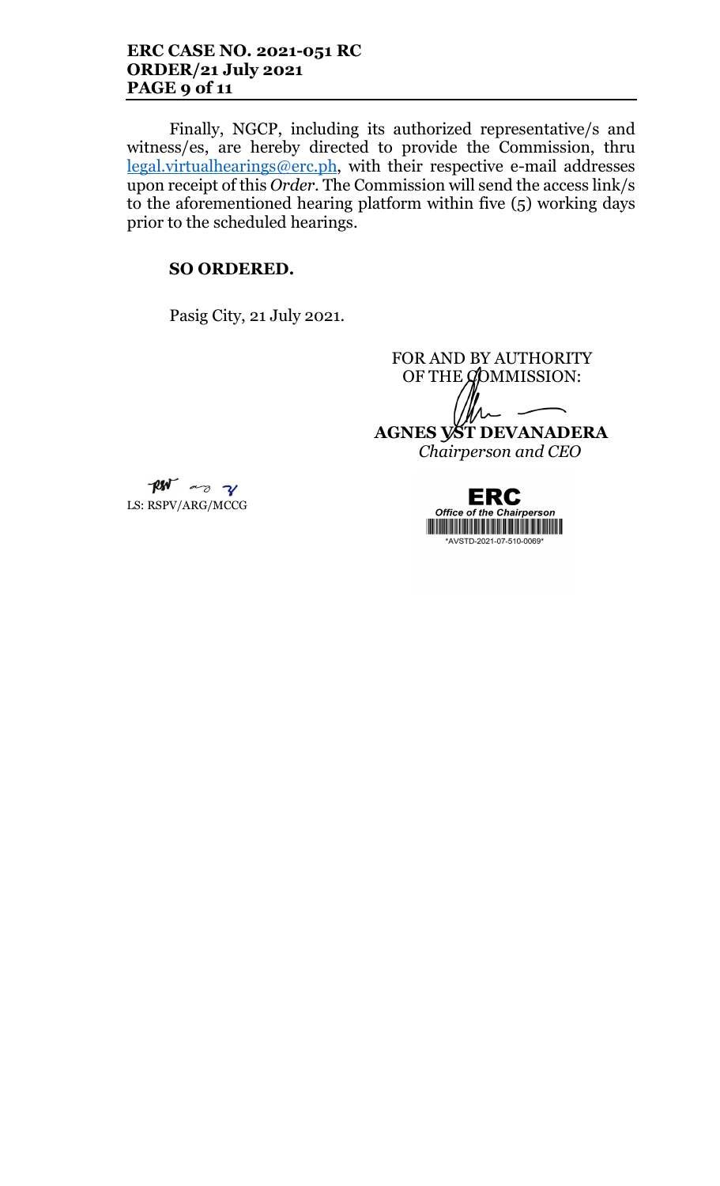Finally, NGCP, including its authorized representative/s and witness/es, are hereby directed to provide the Commission, thru legal.virtualhearings@erc.ph, with their respective e-mail addresses upon receipt of this *Order*. The Commission will send the access link/s to the aforementioned hearing platform within five (5) working days prior to the scheduled hearings.

**SO ORDERED.**

Pasig City, 21 July 2021.

FOR AND BY AUTHORITY OF THE COMMISSION:

**AGNES VST DEVANADERA**
*Chairperson and CEO*

LS: RSPV/ARG/MCCG

ERC
*Office of the Chairperson*
*AVSTD-2021-07-510-0069*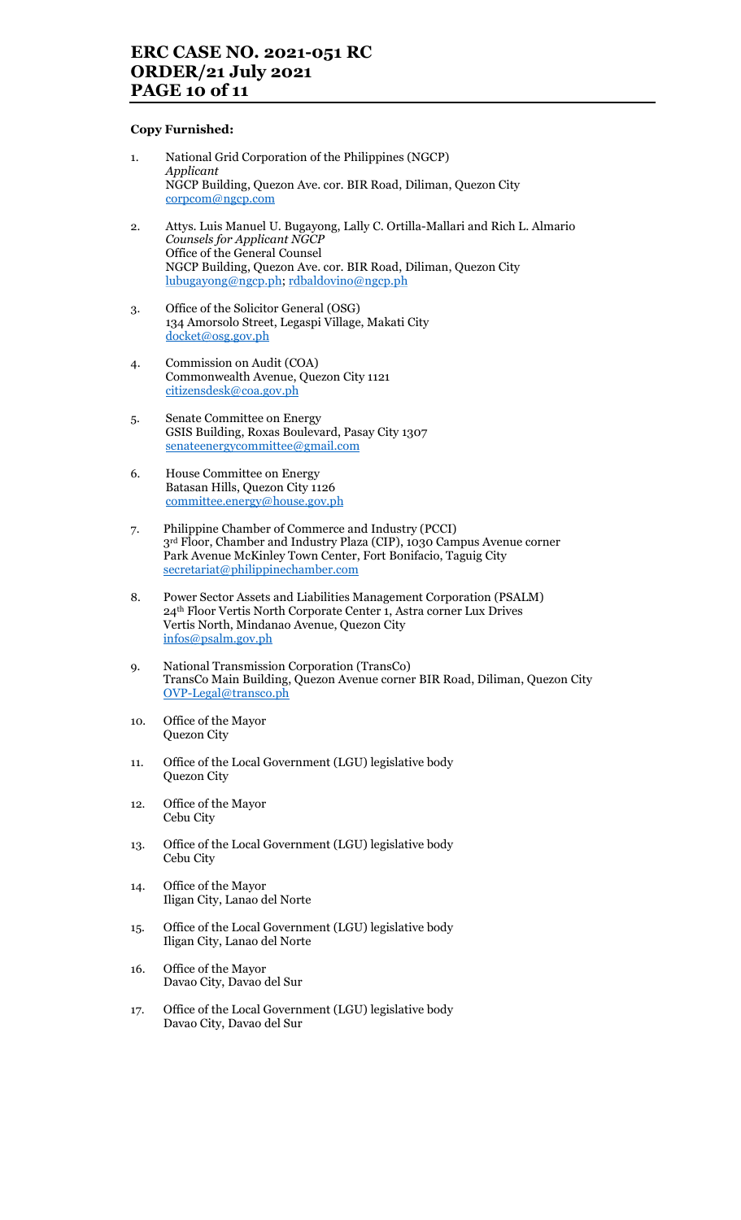**Copy Furnished:**

1. National Grid Corporation of the Philippines (NGCP)
   *Applicant*
   NGCP Building, Quezon Ave. cor. BIR Road, Diliman, Quezon City
   corpcom@ngcp.com

2. Attys. Luis Manuel U. Bugayong, Lally C. Ortilla-Mallari and Rich L. Almario
   *Counsels for Applicant NGCP*
   Office of the General Counsel
   NGCP Building, Quezon Ave. cor. BIR Road, Diliman, Quezon City
   lubugayong@ngcp.ph; rdbaldovino@ngcp.ph

3. Office of the Solicitor General (OSG)
   134 Amorsolo Street, Legaspi Village, Makati City
   docket@osg.gov.ph

4. Commission on Audit (COA)
   Commonwealth Avenue, Quezon City 1121
   citizensdesk@coa.gov.ph

5. Senate Committee on Energy
   GSIS Building, Roxas Boulevard, Pasay City 1307
   senateenergycommittee@gmail.com

6. House Committee on Energy
   Batasan Hills, Quezon City 1126
   committee.energy@house.gov.ph

7. Philippine Chamber of Commerce and Industry (PCCI)
   3rd Floor, Chamber and Industry Plaza (CIP), 1030 Campus Avenue corner Park Avenue McKinley Town Center, Fort Bonifacio, Taguig City
   secretariat@philippinechamber.com

8. Power Sector Assets and Liabilities Management Corporation (PSALM)
   24th Floor Vertis North Corporate Center 1, Astra corner Lux Drives Vertis North, Mindanao Avenue, Quezon City
   infos@psalm.gov.ph

9. National Transmission Corporation (TransCo)
   TransCo Main Building, Quezon Avenue corner BIR Road, Diliman, Quezon City
   OVP-Legal@transco.ph

10. Office of the Mayor
    Quezon City

11. Office of the Local Government (LGU) legislative body
    Quezon City

12. Office of the Mayor
    Cebu City

13. Office of the Local Government (LGU) legislative body
    Cebu City

14. Office of the Mayor
    Iligan City, Lanao del Norte

15. Office of the Local Government (LGU) legislative body
    Iligan City, Lanao del Norte

16. Office of the Mayor
    Davao City, Davao del Sur

17. Office of the Local Government (LGU) legislative body
    Davao City, Davao del Sur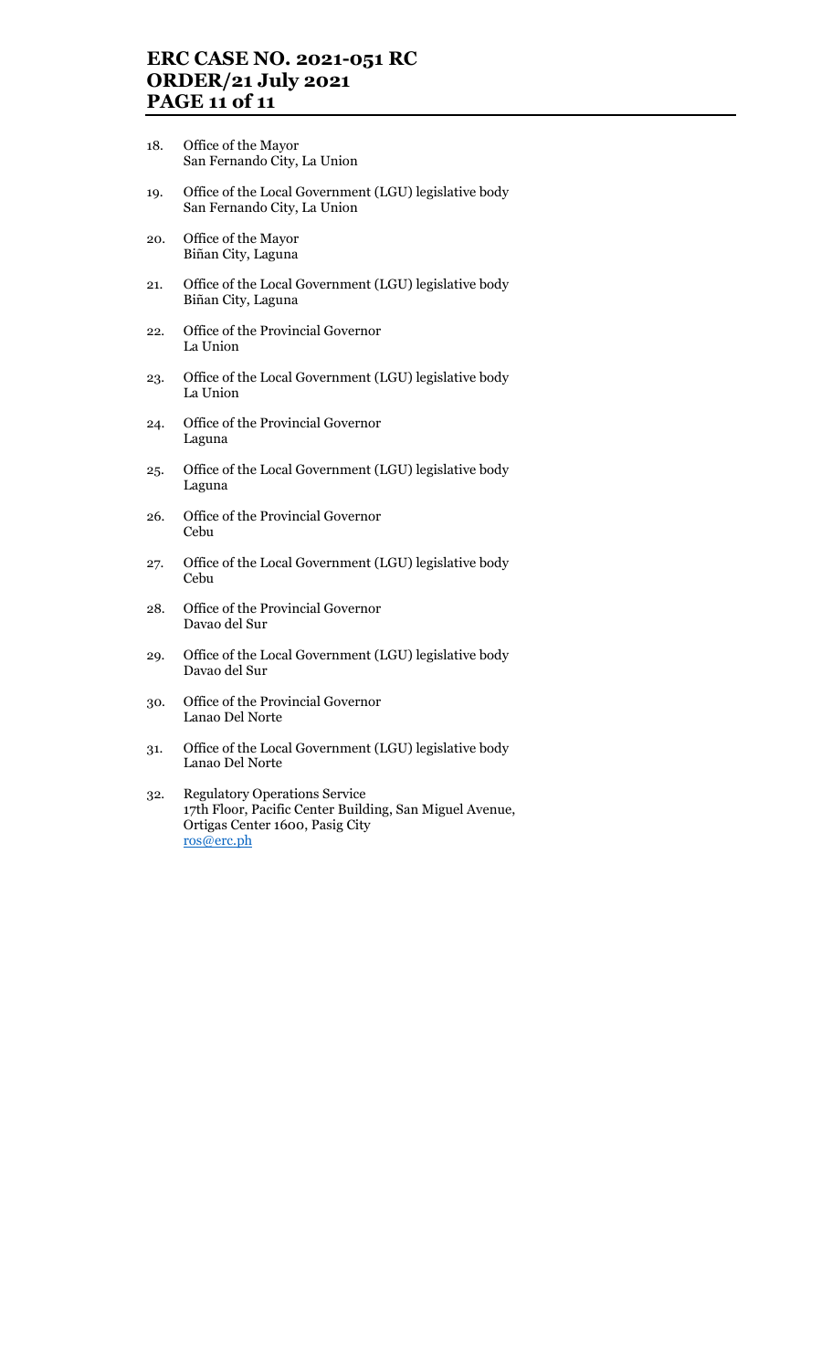18. Office of the Mayor
    San Fernando City, La Union

19. Office of the Local Government (LGU) legislative body
    San Fernando City, La Union

20. Office of the Mayor
    Biñan City, Laguna

21. Office of the Local Government (LGU) legislative body
    Biñan City, Laguna

22. Office of the Provincial Governor
    La Union

23. Office of the Local Government (LGU) legislative body
    La Union

24. Office of the Provincial Governor
    Laguna

25. Office of the Local Government (LGU) legislative body
    Laguna

26. Office of the Provincial Governor
    Cebu

27. Office of the Local Government (LGU) legislative body
    Cebu

28. Office of the Provincial Governor
    Davao del Sur

29. Office of the Local Government (LGU) legislative body
    Davao del Sur

30. Office of the Provincial Governor
    Lanao Del Norte

31. Office of the Local Government (LGU) legislative body
    Lanao Del Norte

32. Regulatory Operations Service
    17th Floor, Pacific Center Building, San Miguel Avenue,
    Ortigas Center 1600, Pasig City
    ros@erc.ph